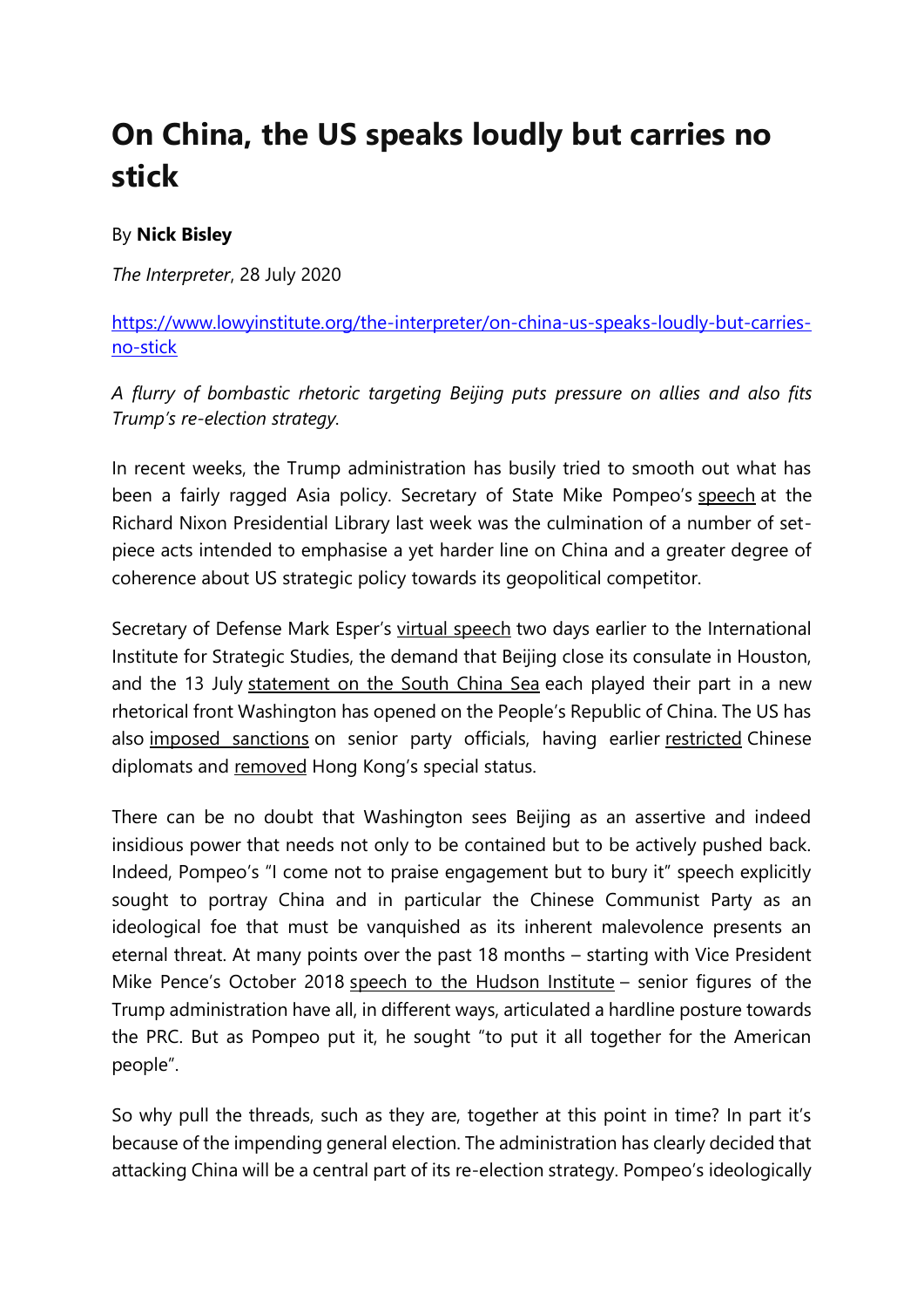# On China, the US speaks loudly but carries no stick

By **Nick Bisley**

*The Interpreter*, 28 July 2020

https://www.lowyinstitute.org/the-interpreter/on-china-us-speaks-loudly-but-carries-no-stick

*A flurry of bombastic rhetoric targeting Beijing puts pressure on allies and also fits Trump's re-election strategy.*

In recent weeks, the Trump administration has busily tried to smooth out what has been a fairly ragged Asia policy. Secretary of State Mike Pompeo's speech at the Richard Nixon Presidential Library last week was the culmination of a number of set-piece acts intended to emphasise a yet harder line on China and a greater degree of coherence about US strategic policy towards its geopolitical competitor.

Secretary of Defense Mark Esper's virtual speech two days earlier to the International Institute for Strategic Studies, the demand that Beijing close its consulate in Houston, and the 13 July statement on the South China Sea each played their part in a new rhetorical front Washington has opened on the People's Republic of China. The US has also imposed sanctions on senior party officials, having earlier restricted Chinese diplomats and removed Hong Kong's special status.

There can be no doubt that Washington sees Beijing as an assertive and indeed insidious power that needs not only to be contained but to be actively pushed back. Indeed, Pompeo's "I come not to praise engagement but to bury it" speech explicitly sought to portray China and in particular the Chinese Communist Party as an ideological foe that must be vanquished as its inherent malevolence presents an eternal threat. At many points over the past 18 months – starting with Vice President Mike Pence's October 2018 speech to the Hudson Institute – senior figures of the Trump administration have all, in different ways, articulated a hardline posture towards the PRC. But as Pompeo put it, he sought "to put it all together for the American people".

So why pull the threads, such as they are, together at this point in time? In part it's because of the impending general election. The administration has clearly decided that attacking China will be a central part of its re-election strategy. Pompeo's ideologically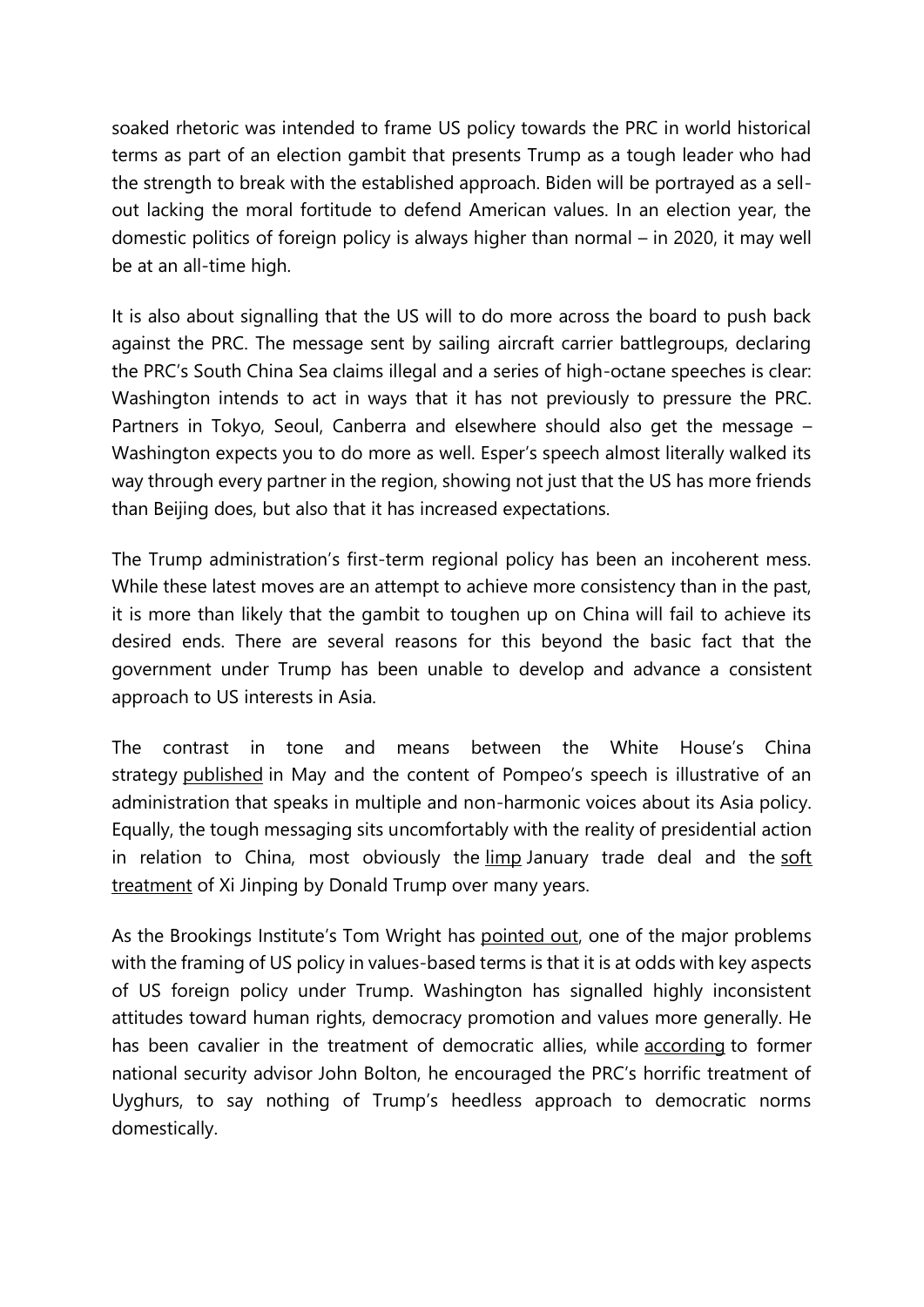soaked rhetoric was intended to frame US policy towards the PRC in world historical terms as part of an election gambit that presents Trump as a tough leader who had the strength to break with the established approach. Biden will be portrayed as a sell-out lacking the moral fortitude to defend American values. In an election year, the domestic politics of foreign policy is always higher than normal – in 2020, it may well be at an all-time high.

It is also about signalling that the US will to do more across the board to push back against the PRC. The message sent by sailing aircraft carrier battlegroups, declaring the PRC's South China Sea claims illegal and a series of high-octane speeches is clear: Washington intends to act in ways that it has not previously to pressure the PRC. Partners in Tokyo, Seoul, Canberra and elsewhere should also get the message – Washington expects you to do more as well. Esper's speech almost literally walked its way through every partner in the region, showing not just that the US has more friends than Beijing does, but also that it has increased expectations.

The Trump administration's first-term regional policy has been an incoherent mess. While these latest moves are an attempt to achieve more consistency than in the past, it is more than likely that the gambit to toughen up on China will fail to achieve its desired ends. There are several reasons for this beyond the basic fact that the government under Trump has been unable to develop and advance a consistent approach to US interests in Asia.

The contrast in tone and means between the White House's China strategy published in May and the content of Pompeo's speech is illustrative of an administration that speaks in multiple and non-harmonic voices about its Asia policy. Equally, the tough messaging sits uncomfortably with the reality of presidential action in relation to China, most obviously the limp January trade deal and the soft treatment of Xi Jinping by Donald Trump over many years.

As the Brookings Institute's Tom Wright has pointed out, one of the major problems with the framing of US policy in values-based terms is that it is at odds with key aspects of US foreign policy under Trump. Washington has signalled highly inconsistent attitudes toward human rights, democracy promotion and values more generally. He has been cavalier in the treatment of democratic allies, while according to former national security advisor John Bolton, he encouraged the PRC's horrific treatment of Uyghurs, to say nothing of Trump's heedless approach to democratic norms domestically.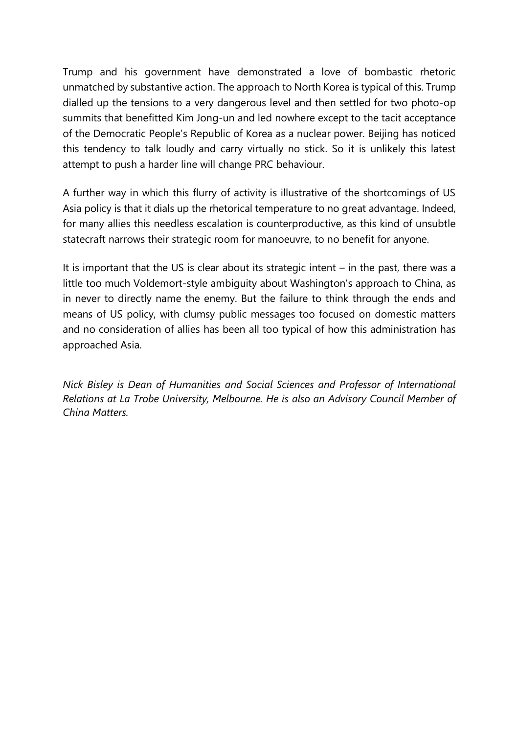Trump and his government have demonstrated a love of bombastic rhetoric unmatched by substantive action. The approach to North Korea is typical of this. Trump dialled up the tensions to a very dangerous level and then settled for two photo-op summits that benefitted Kim Jong-un and led nowhere except to the tacit acceptance of the Democratic People's Republic of Korea as a nuclear power. Beijing has noticed this tendency to talk loudly and carry virtually no stick. So it is unlikely this latest attempt to push a harder line will change PRC behaviour.

A further way in which this flurry of activity is illustrative of the shortcomings of US Asia policy is that it dials up the rhetorical temperature to no great advantage. Indeed, for many allies this needless escalation is counterproductive, as this kind of unsubtle statecraft narrows their strategic room for manoeuvre, to no benefit for anyone.

It is important that the US is clear about its strategic intent – in the past, there was a little too much Voldemort-style ambiguity about Washington's approach to China, as in never to directly name the enemy. But the failure to think through the ends and means of US policy, with clumsy public messages too focused on domestic matters and no consideration of allies has been all too typical of how this administration has approached Asia.

*Nick Bisley is Dean of Humanities and Social Sciences and Professor of International Relations at La Trobe University, Melbourne. He is also an Advisory Council Member of China Matters.*